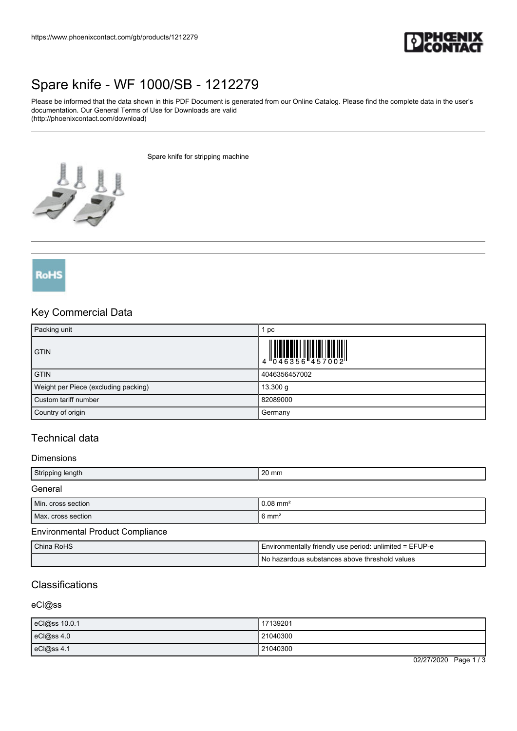# Spare knife - WF 1000/SB - 1212279

Please be informed that the data shown in this PDF Document is generated from our Online Catalog. Please find the complete data in the user's documentation. Our General Terms of Use for Downloads are valid (http://phoenixcontact.com/download)

Spare knife for stripping machine

## Key Commercial Data

| Packing unit | 1 pc |
|---|---|
| GTIN | 4 046356 457002 |
| GTIN | 4046356457002 |
| Weight per Piece (excluding packing) | 13.300 g |
| Custom tariff number | 82089000 |
| Country of origin | Germany |

## Technical data

### Dimensions

| Stripping length | 20 mm |
|---|---|

### General

| Min. cross section | 0.08 mm² |
|---|---|
| Max. cross section | 6 mm² |

### Environmental Product Compliance

| China RoHS | Environmentally friendly use period: unlimited = EFUP-e |
|---|---|
| | No hazardous substances above threshold values |

## Classifications

### eCl@ss

| eCl@ss 10.0.1 | 17139201 |
|---|---|
| eCl@ss 4.0 | 21040300 |
| eCl@ss 4.1 | 21040300 |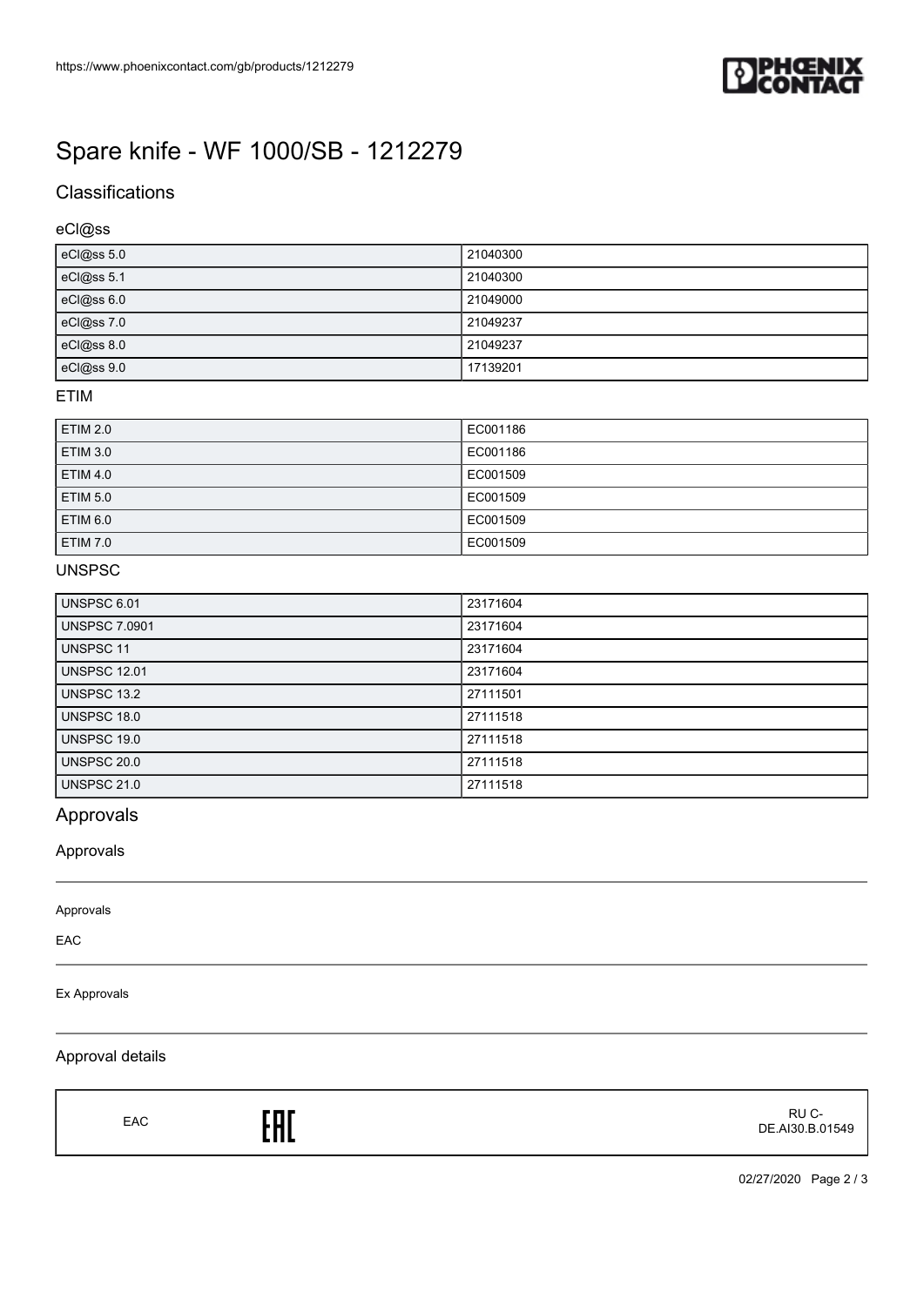# Spare knife - WF 1000/SB - 1212279

## Classifications

### eCl@ss

| | |
|---|---|
| eCl@ss 5.0 | 21040300 |
| eCl@ss 5.1 | 21040300 |
| eCl@ss 6.0 | 21049000 |
| eCl@ss 7.0 | 21049237 |
| eCl@ss 8.0 | 21049237 |
| eCl@ss 9.0 | 17139201 |

### ETIM

| | |
|---|---|
| ETIM 2.0 | EC001186 |
| ETIM 3.0 | EC001186 |
| ETIM 4.0 | EC001509 |
| ETIM 5.0 | EC001509 |
| ETIM 6.0 | EC001509 |
| ETIM 7.0 | EC001509 |

### UNSPSC

| | |
|---|---|
| UNSPSC 6.01 | 23171604 |
| UNSPSC 7.0901 | 23171604 |
| UNSPSC 11 | 23171604 |
| UNSPSC 12.01 | 23171604 |
| UNSPSC 13.2 | 27111501 |
| UNSPSC 18.0 | 27111518 |
| UNSPSC 19.0 | 27111518 |
| UNSPSC 20.0 | 27111518 |
| UNSPSC 21.0 | 27111518 |

## Approvals

### Approvals

Approvals

EAC

Ex Approvals

### Approval details

| | | |
|---|---|---|
| EAC | EAC | RU C-DE.AI30.B.01549 |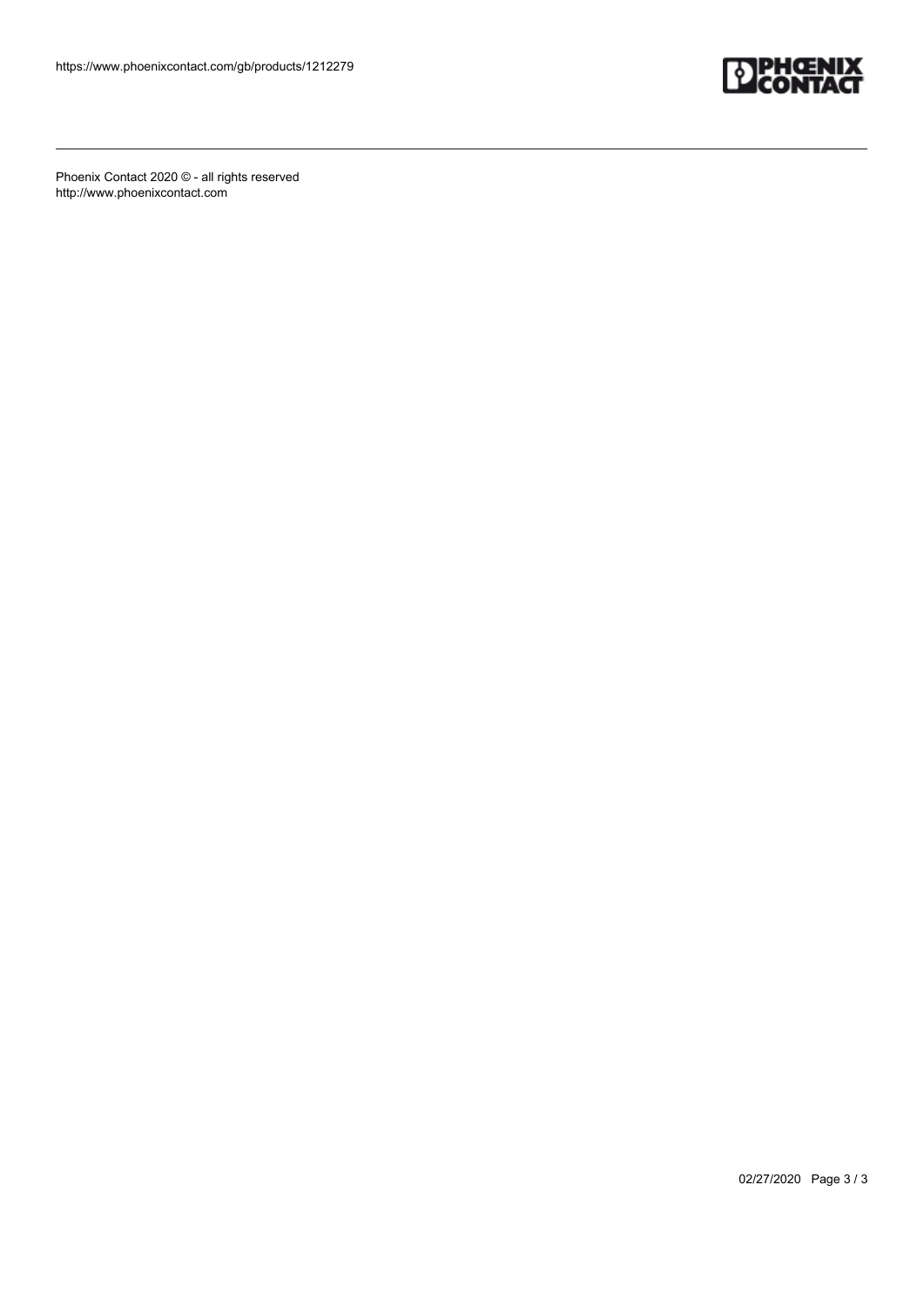Phoenix Contact 2020 © - all rights reserved
http://www.phoenixcontact.com